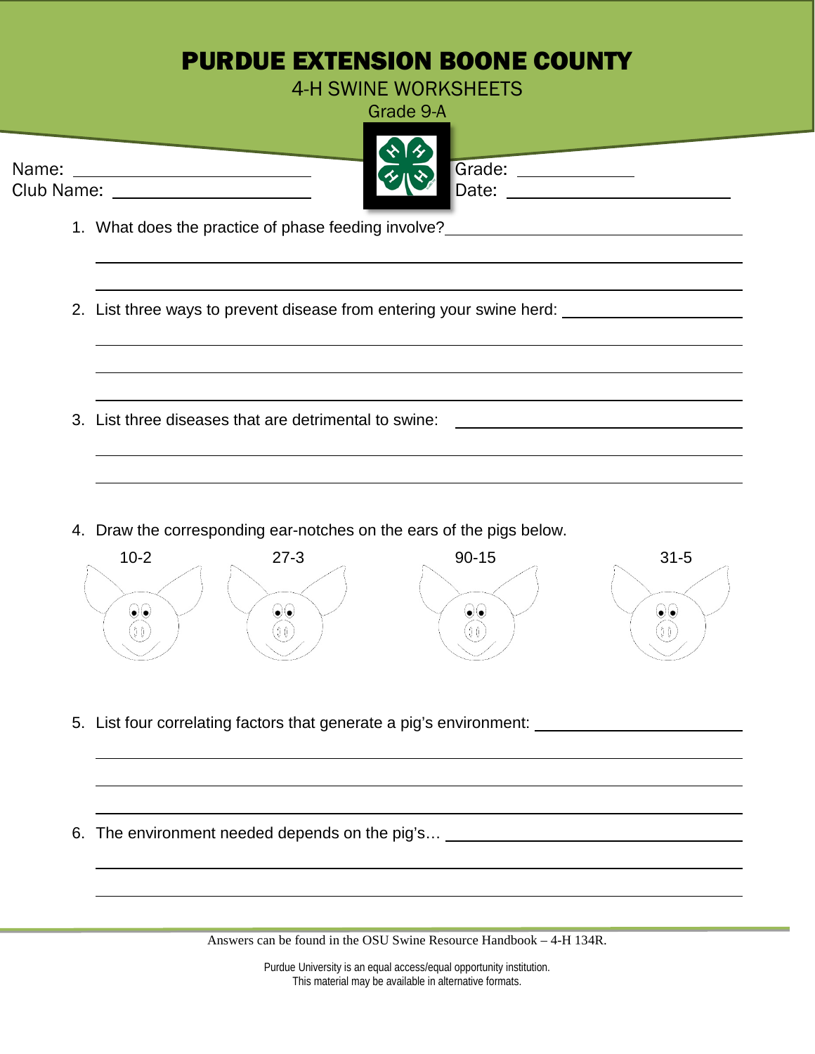# PURDUE EXTENSION BOONE COUNTY

4-H SWINE WORKSHEETS

Grade 9-A

Name: ______________________ Grade: __________

Club Name: ______________________ Date: ______________________

1. What does the practice of phase feeding involve? ______________________

2. List three ways to prevent disease from entering your swine herd: ______________________

3. List three diseases that are detrimental to swine: ______________________

4. Draw the corresponding ear-notches on the ears of the pigs below.

   10-2 27-3 90-15 31-5

5. List four correlating factors that generate a pig's environment: ______________________

6. The environment needed depends on the pig's… ______________________

Answers can be found in the OSU Swine Resource Handbook – 4-H 134R.

Purdue University is an equal access/equal opportunity institution.
This material may be available in alternative formats.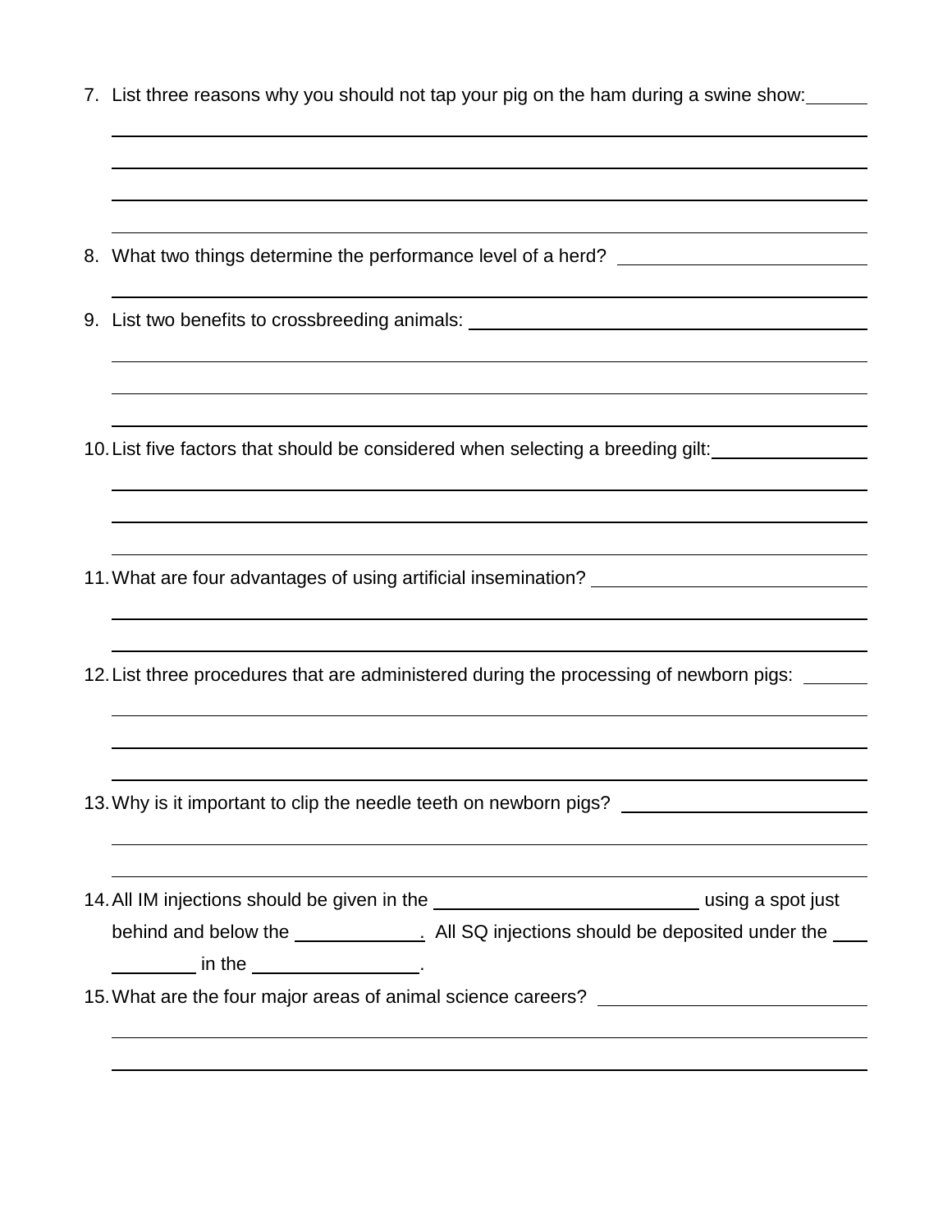7. List three reasons why you should not tap your pig on the ham during a swine show: ______

______________________________________________________________________

______________________________________________________________________

______________________________________________________________________

______________________________________________________________________

8. What two things determine the performance level of a herd? ______________________

______________________________________________________________________

9. List two benefits to crossbreeding animals: ______________________________________

______________________________________________________________________

______________________________________________________________________

______________________________________________________________________

10. List five factors that should be considered when selecting a breeding gilt: ______________

______________________________________________________________________

______________________________________________________________________

______________________________________________________________________

11. What are four advantages of using artificial insemination? __________________________

______________________________________________________________________

______________________________________________________________________

12. List three procedures that are administered during the processing of newborn pigs: ______

______________________________________________________________________

______________________________________________________________________

______________________________________________________________________

13. Why is it important to clip the needle teeth on newborn pigs? ______________________

______________________________________________________________________

______________________________________________________________________

14. All IM injections should be given in the __________________________ using a spot just behind and below the ____________. All SQ injections should be deposited under the ____ ________ in the ________________.

15. What are the four major areas of animal science careers? __________________________

______________________________________________________________________

______________________________________________________________________